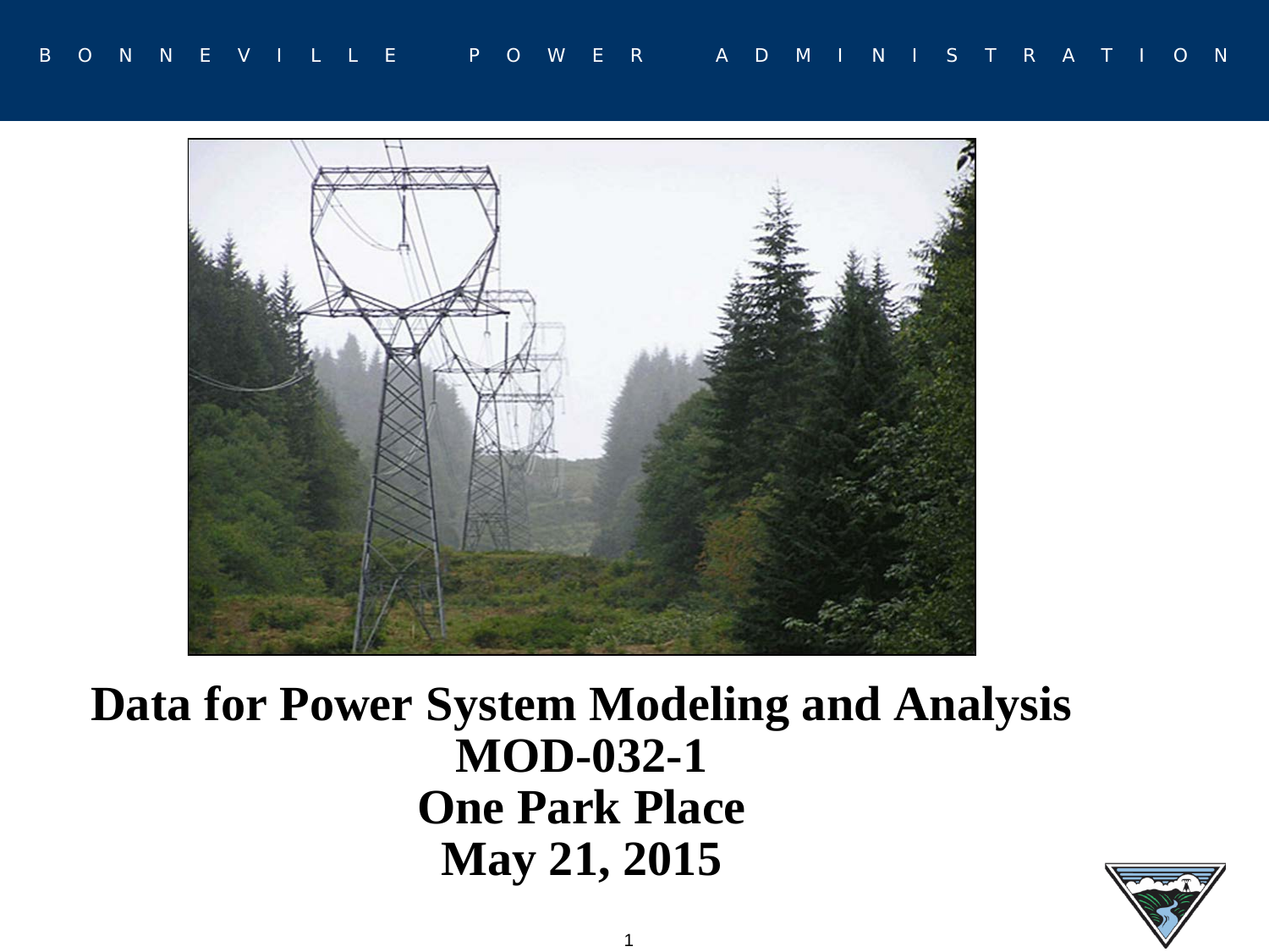BONNEVILLE POWER ADMINISTRATION

# Data for Power System Modeling and Analysis

# MOD-032-1

# One Park Place

# May 21, 2015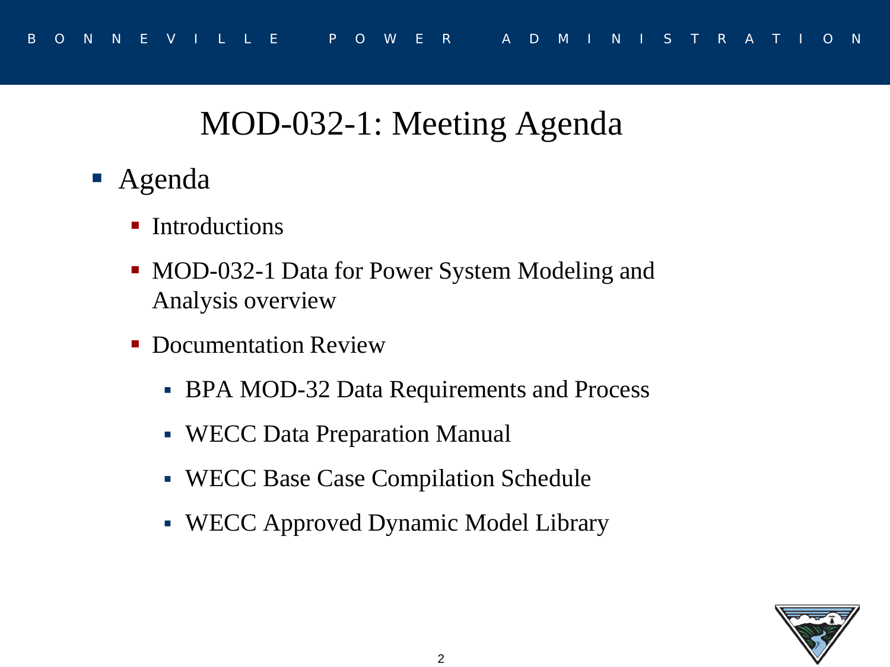# MOD-032-1: Meeting Agenda

- Agenda
  - Introductions
  - MOD-032-1 Data for Power System Modeling and Analysis overview
  - Documentation Review
    - BPA MOD-32 Data Requirements and Process
    - WECC Data Preparation Manual
    - WECC Base Case Compilation Schedule
    - WECC Approved Dynamic Model Library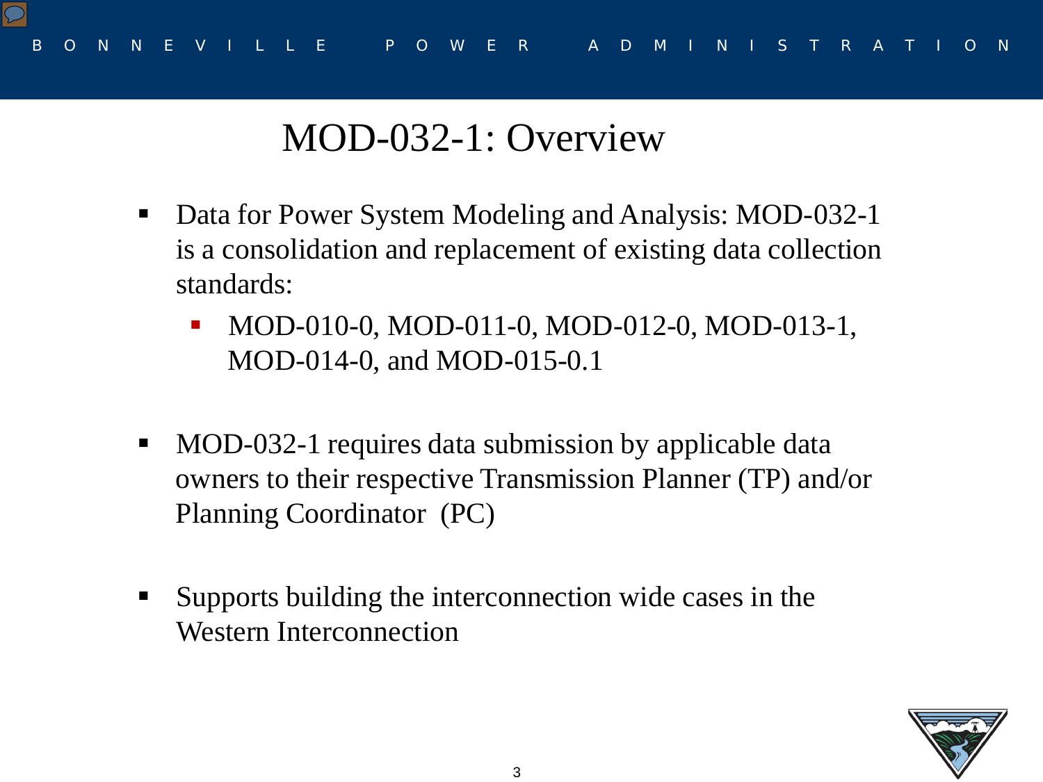# MOD-032-1: Overview

- Data for Power System Modeling and Analysis: MOD-032-1 is a consolidation and replacement of existing data collection standards:
  - MOD-010-0, MOD-011-0, MOD-012-0, MOD-013-1, MOD-014-0, and MOD-015-0.1
- MOD-032-1 requires data submission by applicable data owners to their respective Transmission Planner (TP) and/or Planning Coordinator (PC)
- Supports building the interconnection wide cases in the Western Interconnection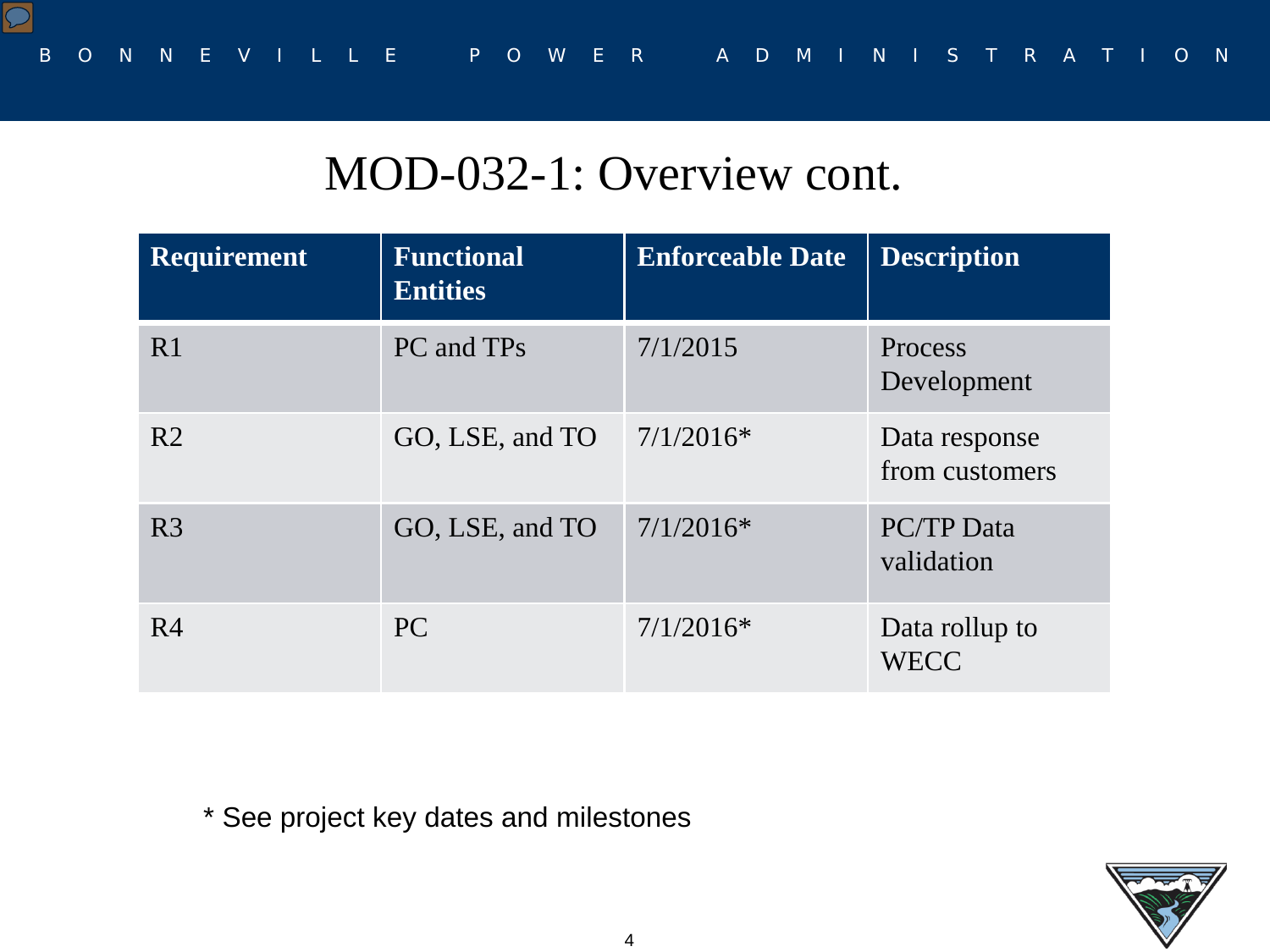# MOD-032-1: Overview cont.

| Requirement | Functional Entities | Enforceable Date | Description |
|---|---|---|---|
| R1 | PC and TPs | 7/1/2015 | Process Development |
| R2 | GO, LSE, and TO | 7/1/2016* | Data response from customers |
| R3 | GO, LSE, and TO | 7/1/2016* | PC/TP Data validation |
| R4 | PC | 7/1/2016* | Data rollup to WECC |

* See project key dates and milestones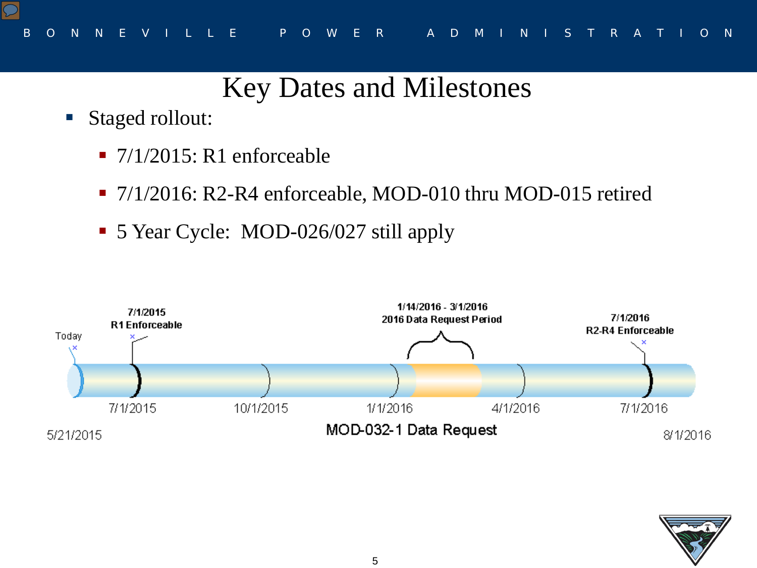# Key Dates and Milestones

- Staged rollout:
  - 7/1/2015: R1 enforceable
  - 7/1/2016: R2-R4 enforceable, MOD-010 thru MOD-015 retired
  - 5 Year Cycle: MOD-026/027 still apply

**MOD-032-1 Data Request**

| Date | Milestone |
| --- | --- |
| 5/21/2015 | Today |
| 7/1/2015 | R1 Enforceable |
| 1/14/2016 - 3/1/2016 | 2016 Data Request Period |
| 7/1/2016 | R2-R4 Enforceable |

Timeline span: 5/21/2015 – 8/1/2016 (axis marks: 7/1/2015, 10/1/2015, 1/1/2016, 4/1/2016, 7/1/2016)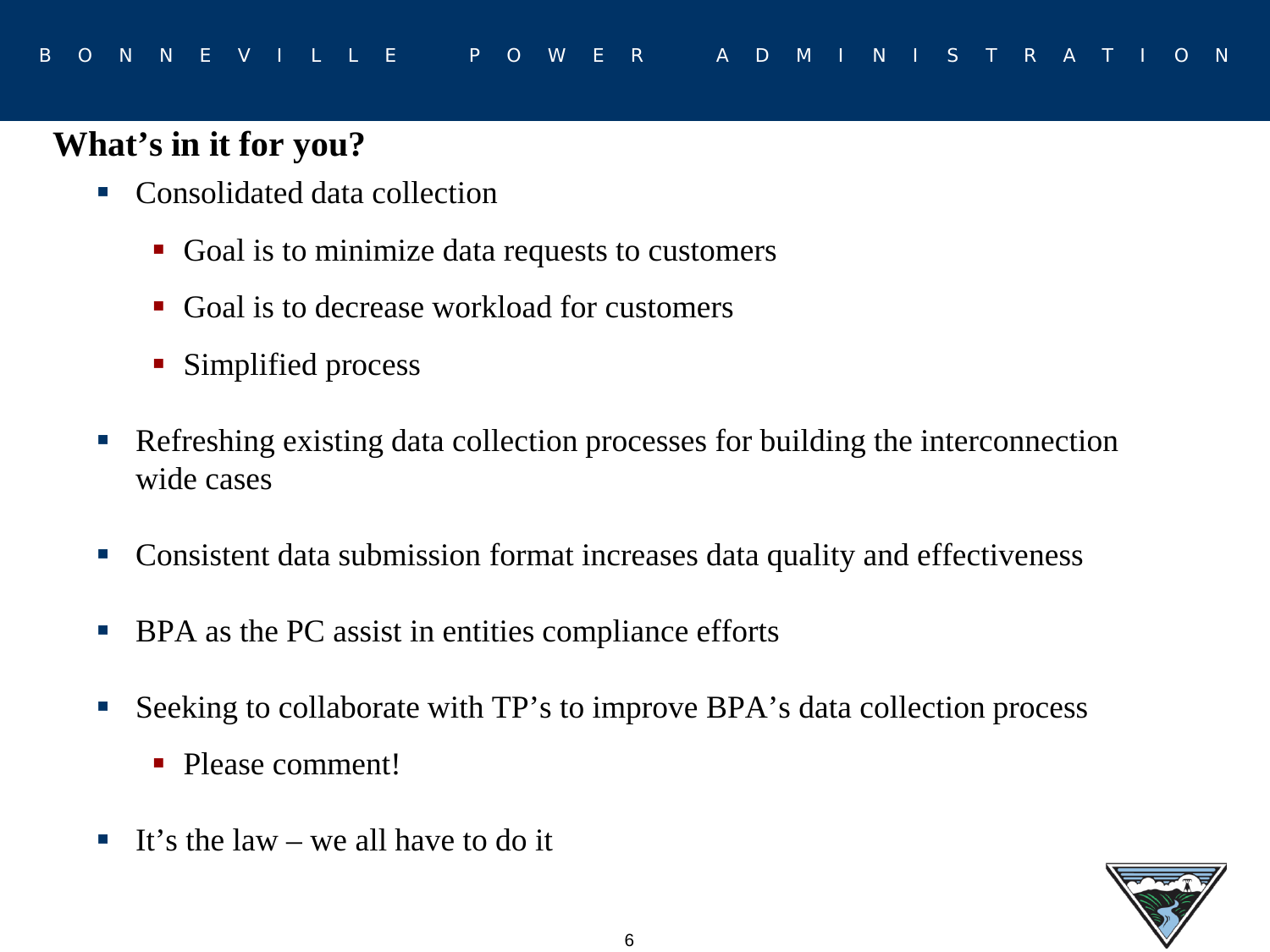## What's in it for you?

- Consolidated data collection
  - Goal is to minimize data requests to customers
  - Goal is to decrease workload for customers
  - Simplified process
- Refreshing existing data collection processes for building the interconnection wide cases
- Consistent data submission format increases data quality and effectiveness
- BPA as the PC assist in entities compliance efforts
- Seeking to collaborate with TP's to improve BPA's data collection process
  - Please comment!
- It's the law – we all have to do it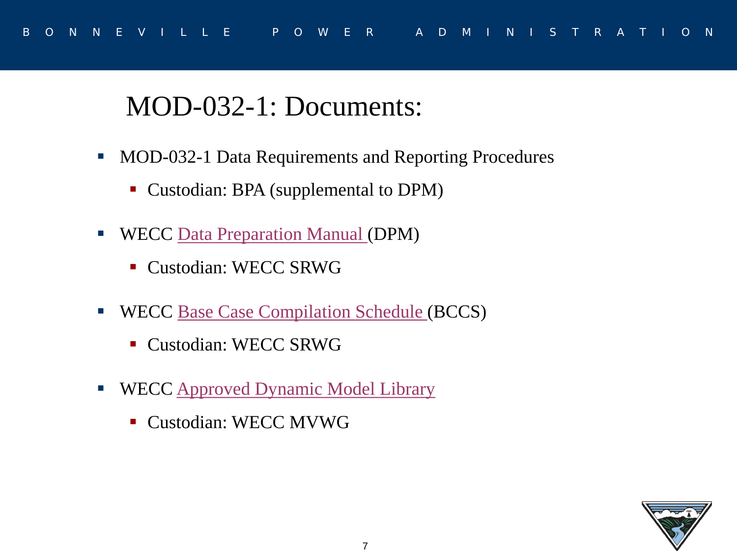# MOD-032-1: Documents:

- MOD-032-1 Data Requirements and Reporting Procedures
  - Custodian: BPA (supplemental to DPM)
- WECC Data Preparation Manual (DPM)
  - Custodian: WECC SRWG
- WECC Base Case Compilation Schedule (BCCS)
  - Custodian: WECC SRWG
- WECC Approved Dynamic Model Library
  - Custodian: WECC MVWG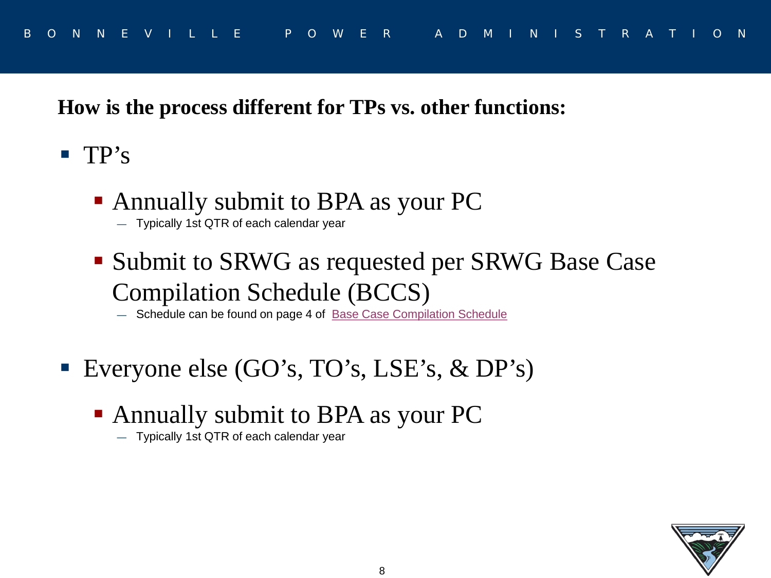**How is the process different for TPs vs. other functions:**

- TP's
  - Annually submit to BPA as your PC
    - Typically 1st QTR of each calendar year
  - Submit to SRWG as requested per SRWG Base Case Compilation Schedule (BCCS)
    - Schedule can be found on page 4 of Base Case Compilation Schedule
- Everyone else (GO's, TO's, LSE's, & DP's)
  - Annually submit to BPA as your PC
    - Typically 1st QTR of each calendar year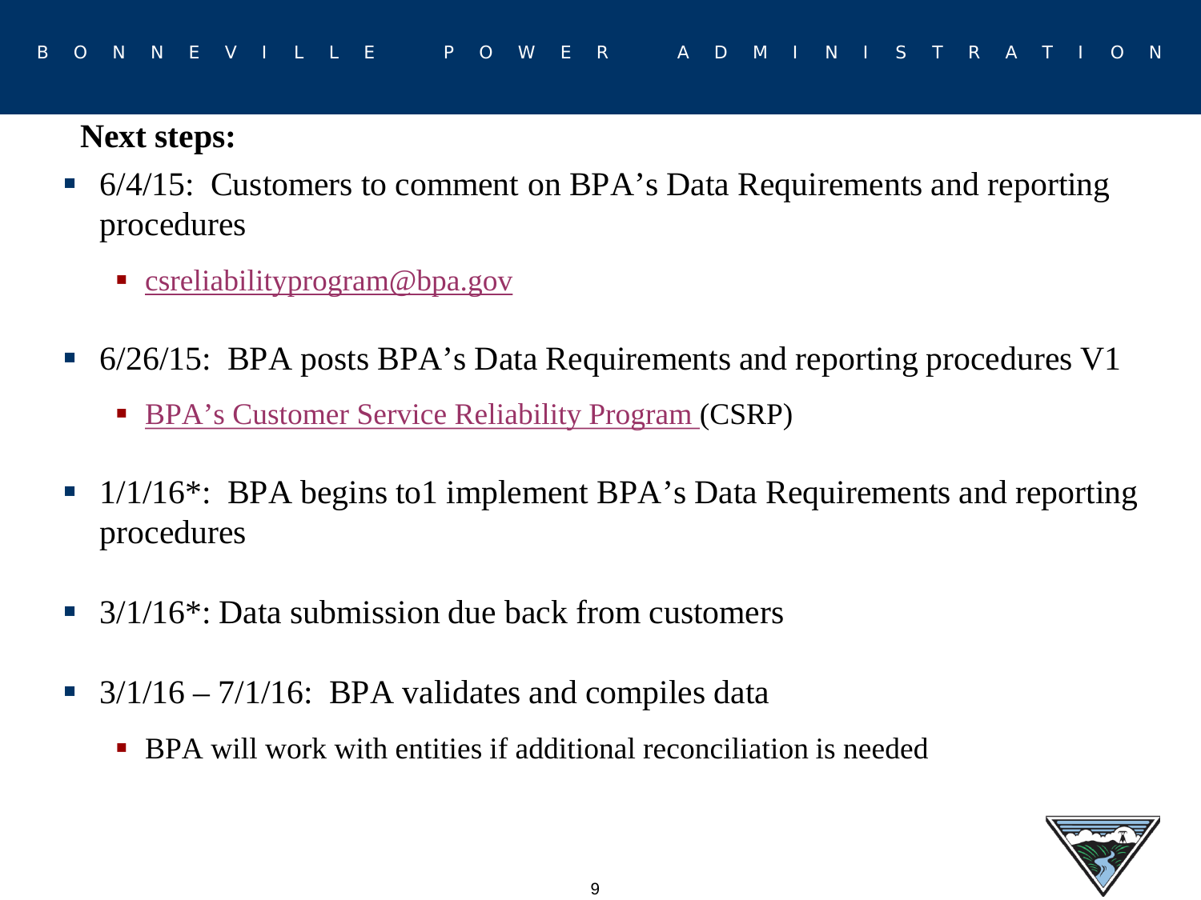**Next steps:**

- 6/4/15: Customers to comment on BPA's Data Requirements and reporting procedures
  - csreliabilityprogram@bpa.gov
- 6/26/15: BPA posts BPA's Data Requirements and reporting procedures V1
  - BPA's Customer Service Reliability Program (CSRP)
- 1/1/16*: BPA begins to1 implement BPA's Data Requirements and reporting procedures
- 3/1/16*: Data submission due back from customers
- 3/1/16 – 7/1/16: BPA validates and compiles data
  - BPA will work with entities if additional reconciliation is needed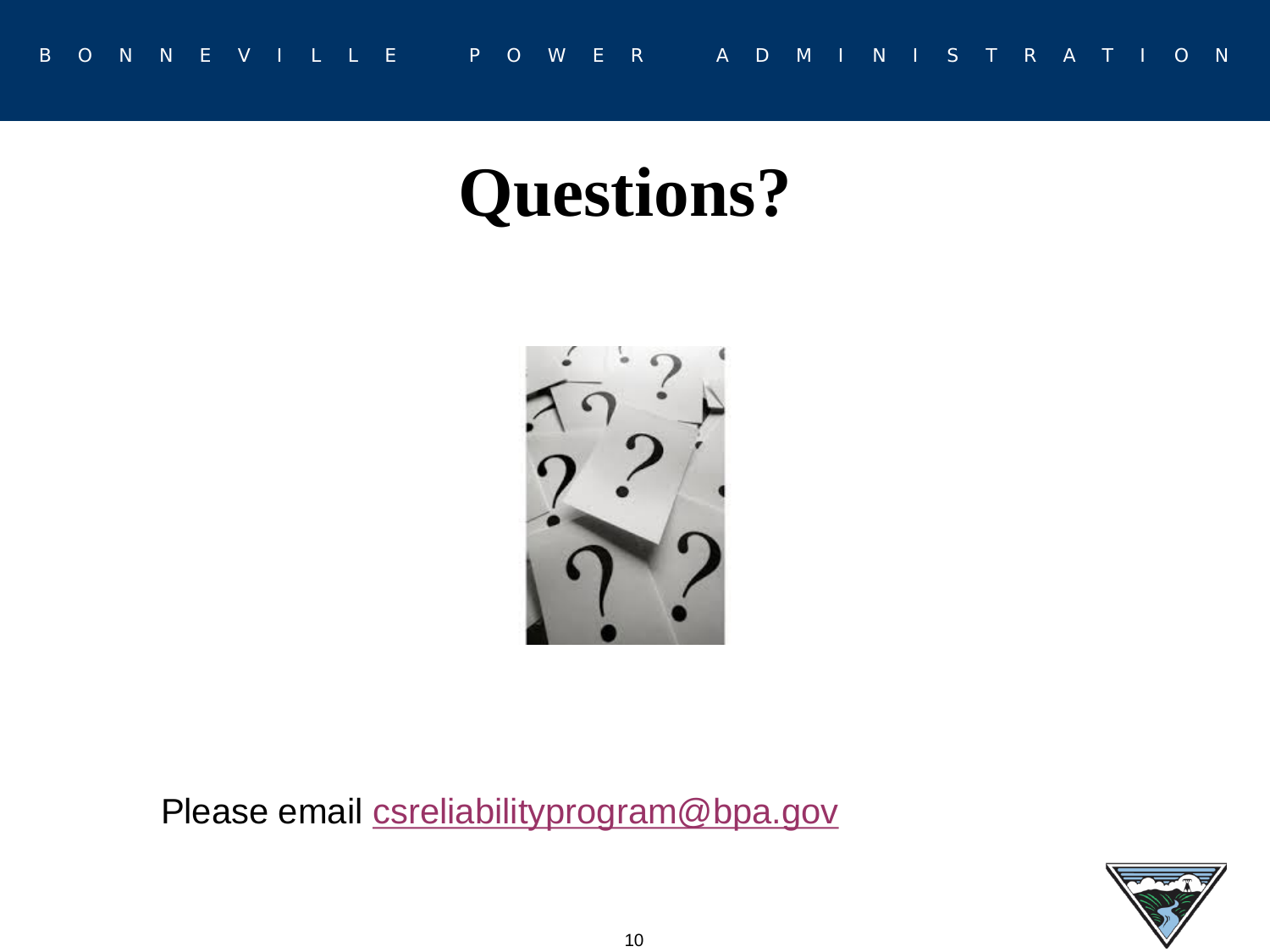# Questions?

Please email csreliabilityprogram@bpa.gov